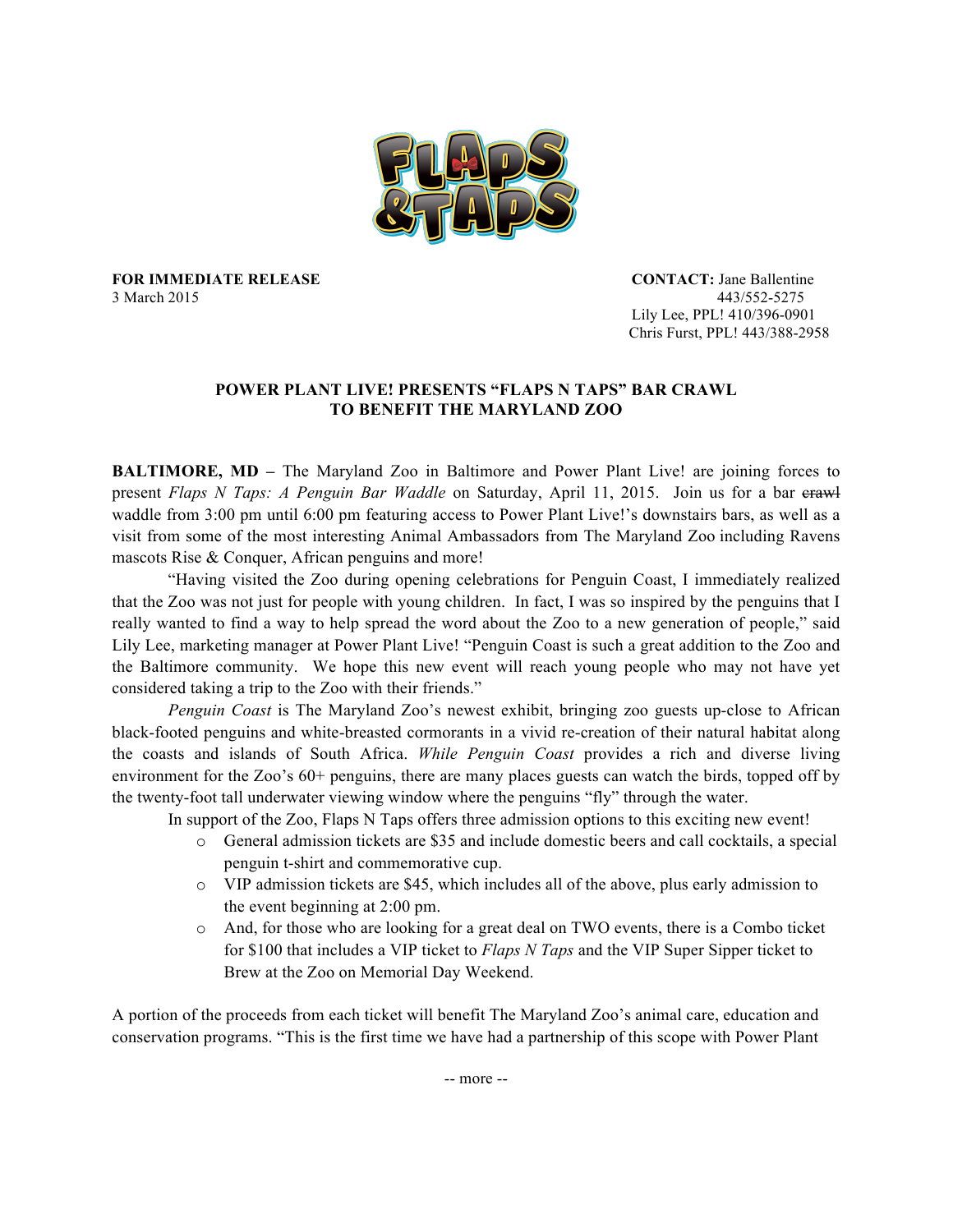**FLAPS & TAPS**

**FOR IMMEDIATE RELEASE**
3 March 2015

**CONTACT:** Jane Ballentine
443/552-5275
Lily Lee, PPL! 410/396-0901
Chris Furst, PPL! 443/388-2958

## POWER PLANT LIVE! PRESENTS "FLAPS N TAPS" BAR CRAWL TO BENEFIT THE MARYLAND ZOO

**BALTIMORE, MD –** The Maryland Zoo in Baltimore and Power Plant Live! are joining forces to present *Flaps N Taps: A Penguin Bar Waddle* on Saturday, April 11, 2015. Join us for a bar ~~crawl~~ waddle from 3:00 pm until 6:00 pm featuring access to Power Plant Live!'s downstairs bars, as well as a visit from some of the most interesting Animal Ambassadors from The Maryland Zoo including Ravens mascots Rise & Conquer, African penguins and more!

"Having visited the Zoo during opening celebrations for Penguin Coast, I immediately realized that the Zoo was not just for people with young children. In fact, I was so inspired by the penguins that I really wanted to find a way to help spread the word about the Zoo to a new generation of people," said Lily Lee, marketing manager at Power Plant Live! "Penguin Coast is such a great addition to the Zoo and the Baltimore community. We hope this new event will reach young people who may not have yet considered taking a trip to the Zoo with their friends."

*Penguin Coast* is The Maryland Zoo's newest exhibit, bringing zoo guests up-close to African black-footed penguins and white-breasted cormorants in a vivid re-creation of their natural habitat along the coasts and islands of South Africa. *While Penguin Coast* provides a rich and diverse living environment for the Zoo's 60+ penguins, there are many places guests can watch the birds, topped off by the twenty-foot tall underwater viewing window where the penguins "fly" through the water.

In support of the Zoo, Flaps N Taps offers three admission options to this exciting new event!

- General admission tickets are $35 and include domestic beers and call cocktails, a special penguin t-shirt and commemorative cup.
- VIP admission tickets are $45, which includes all of the above, plus early admission to the event beginning at 2:00 pm.
- And, for those who are looking for a great deal on TWO events, there is a Combo ticket for $100 that includes a VIP ticket to *Flaps N Taps* and the VIP Super Sipper ticket to Brew at the Zoo on Memorial Day Weekend.

A portion of the proceeds from each ticket will benefit The Maryland Zoo's animal care, education and conservation programs. "This is the first time we have had a partnership of this scope with Power Plant

-- more --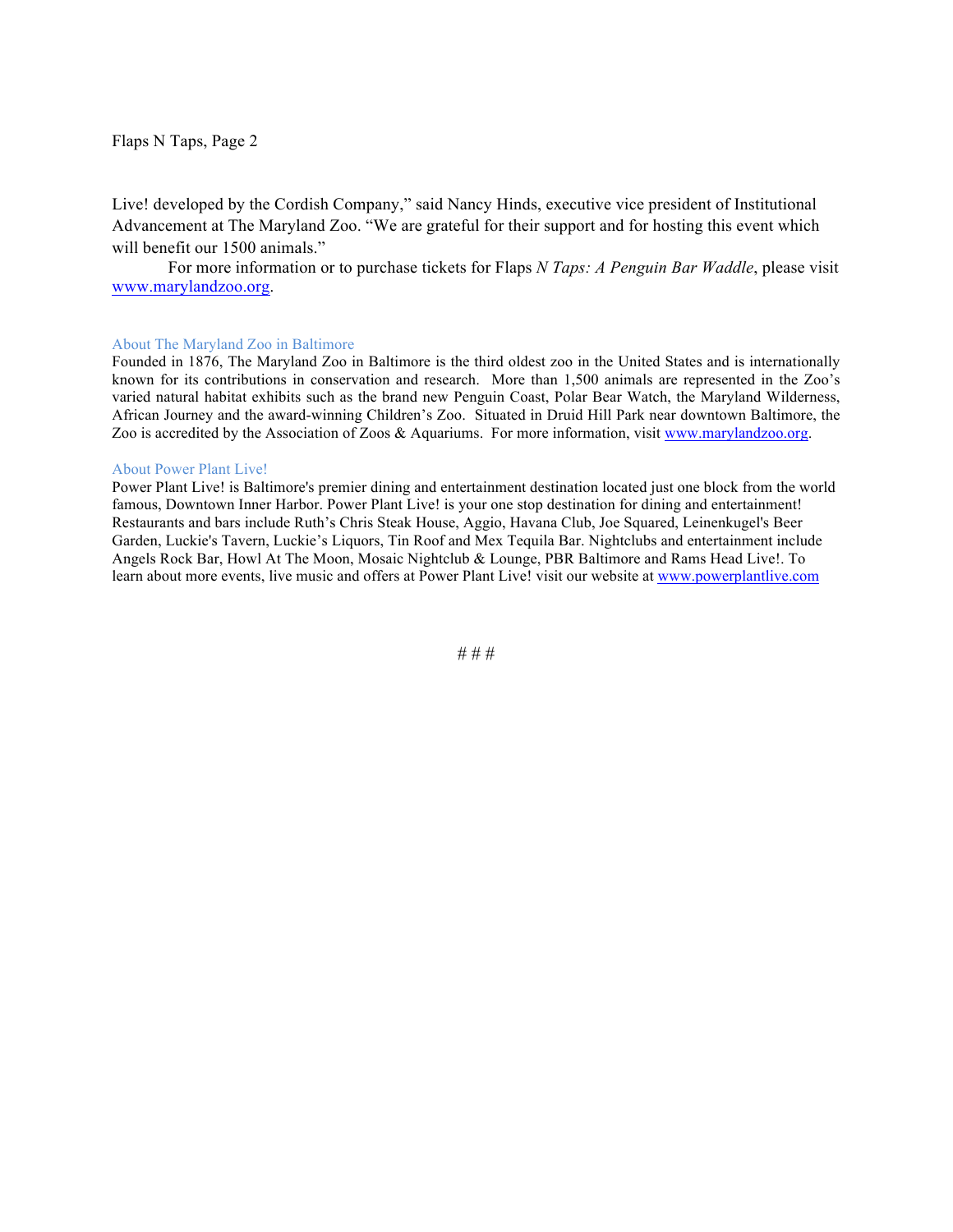Live! developed by the Cordish Company," said Nancy Hinds, executive vice president of Institutional Advancement at The Maryland Zoo. "We are grateful for their support and for hosting this event which will benefit our 1500 animals."

For more information or to purchase tickets for Flaps *N Taps: A Penguin Bar Waddle*, please visit www.marylandzoo.org.

## About The Maryland Zoo in Baltimore

Founded in 1876, The Maryland Zoo in Baltimore is the third oldest zoo in the United States and is internationally known for its contributions in conservation and research. More than 1,500 animals are represented in the Zoo's varied natural habitat exhibits such as the brand new Penguin Coast, Polar Bear Watch, the Maryland Wilderness, African Journey and the award-winning Children's Zoo. Situated in Druid Hill Park near downtown Baltimore, the Zoo is accredited by the Association of Zoos & Aquariums. For more information, visit www.marylandzoo.org.

## About Power Plant Live!

Power Plant Live! is Baltimore's premier dining and entertainment destination located just one block from the world famous, Downtown Inner Harbor. Power Plant Live! is your one stop destination for dining and entertainment! Restaurants and bars include Ruth's Chris Steak House, Aggio, Havana Club, Joe Squared, Leinenkugel's Beer Garden, Luckie's Tavern, Luckie's Liquors, Tin Roof and Mex Tequila Bar. Nightclubs and entertainment include Angels Rock Bar, Howl At The Moon, Mosaic Nightclub & Lounge, PBR Baltimore and Rams Head Live!. To learn about more events, live music and offers at Power Plant Live! visit our website at www.powerplantlive.com

# # #